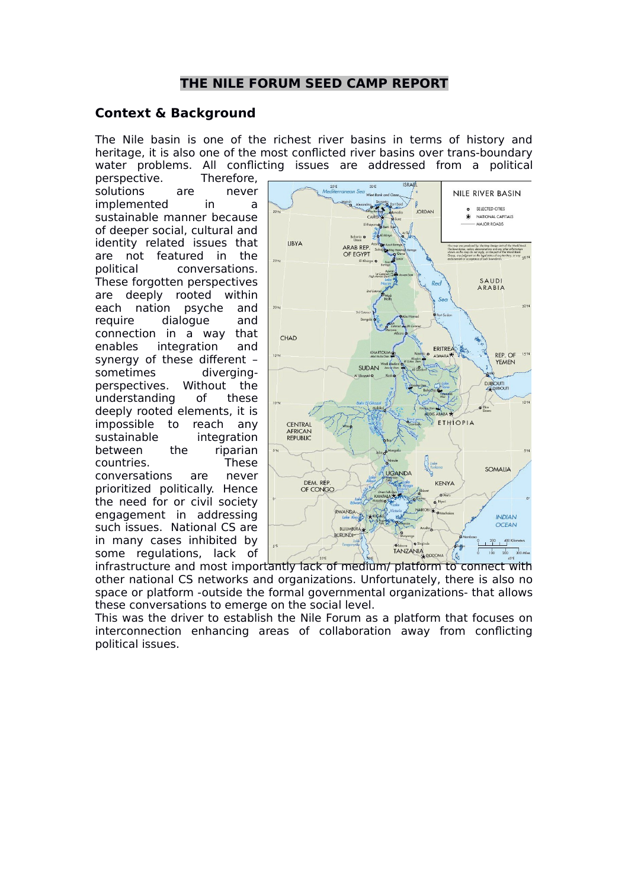# THE NILE FORUM SEED CAMP REPORT

## Context & Background

The Nile basin is one of the richest river basins in terms of history and heritage, it is also one of the most conflicted river basins over trans-boundary water problems. All conflicting issues are addressed from a political perspective. Therefore, solutions are never implemented in a sustainable manner because of deeper social, cultural and identity related issues that are not featured in the political conversations. These forgotten perspectives are deeply rooted within each nation psyche and require dialogue and connection in a way that enables integration and synergy of these different –sometimes diverging- perspectives. Without the understanding of these deeply rooted elements, it is impossible to reach any sustainable integration between the riparian countries. These conversations are never prioritized politically. Hence the need for or civil society engagement in addressing such issues. National CS are in many cases inhibited by some regulations, lack of infrastructure and most importantly lack of medium/ platform to connect with other national CS networks and organizations. Unfortunately, there is also no space or platform -outside the formal governmental organizations- that allows these conversations to emerge on the social level.

This was the driver to establish the Nile Forum as a platform that focuses on interconnection enhancing areas of collaboration away from conflicting political issues.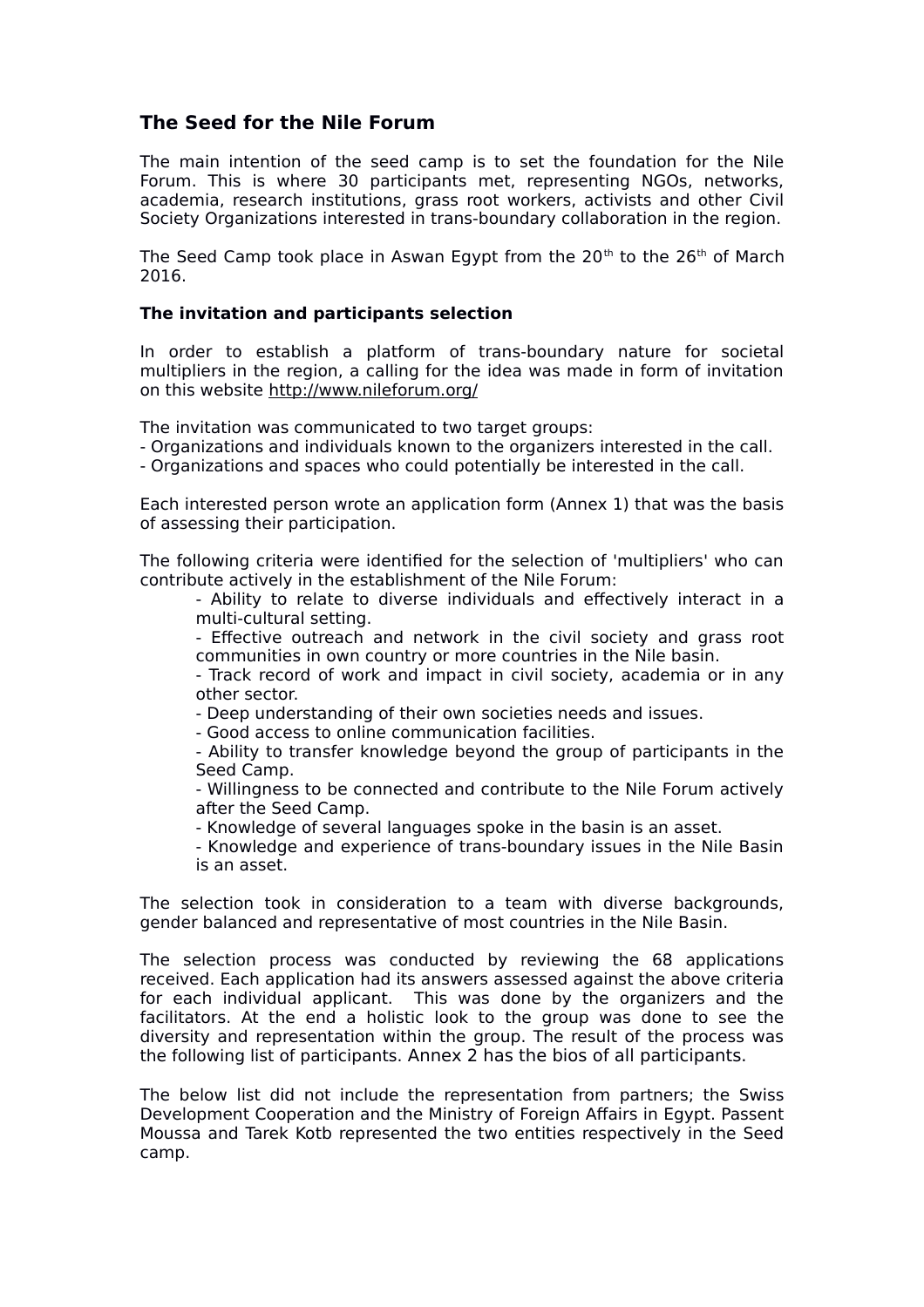## The Seed for the Nile Forum

The main intention of the seed camp is to set the foundation for the Nile Forum. This is where 30 participants met, representing NGOs, networks, academia, research institutions, grass root workers, activists and other Civil Society Organizations interested in trans-boundary collaboration in the region.

The Seed Camp took place in Aswan Egypt from the 20th to the 26th of March 2016.

### The invitation and participants selection

In order to establish a platform of trans-boundary nature for societal multipliers in the region, a calling for the idea was made in form of invitation on this website http://www.nileforum.org/

The invitation was communicated to two target groups:
- Organizations and individuals known to the organizers interested in the call.
- Organizations and spaces who could potentially be interested in the call.

Each interested person wrote an application form (Annex 1) that was the basis of assessing their participation.

The following criteria were identified for the selection of 'multipliers' who can contribute actively in the establishment of the Nile Forum:

- Ability to relate to diverse individuals and effectively interact in a multi-cultural setting.
- Effective outreach and network in the civil society and grass root communities in own country or more countries in the Nile basin.
- Track record of work and impact in civil society, academia or in any other sector.
- Deep understanding of their own societies needs and issues.
- Good access to online communication facilities.
- Ability to transfer knowledge beyond the group of participants in the Seed Camp.
- Willingness to be connected and contribute to the Nile Forum actively after the Seed Camp.
- Knowledge of several languages spoke in the basin is an asset.
- Knowledge and experience of trans-boundary issues in the Nile Basin is an asset.

The selection took in consideration to a team with diverse backgrounds, gender balanced and representative of most countries in the Nile Basin.

The selection process was conducted by reviewing the 68 applications received. Each application had its answers assessed against the above criteria for each individual applicant. This was done by the organizers and the facilitators. At the end a holistic look to the group was done to see the diversity and representation within the group. The result of the process was the following list of participants. Annex 2 has the bios of all participants.

The below list did not include the representation from partners; the Swiss Development Cooperation and the Ministry of Foreign Affairs in Egypt. Passent Moussa and Tarek Kotb represented the two entities respectively in the Seed camp.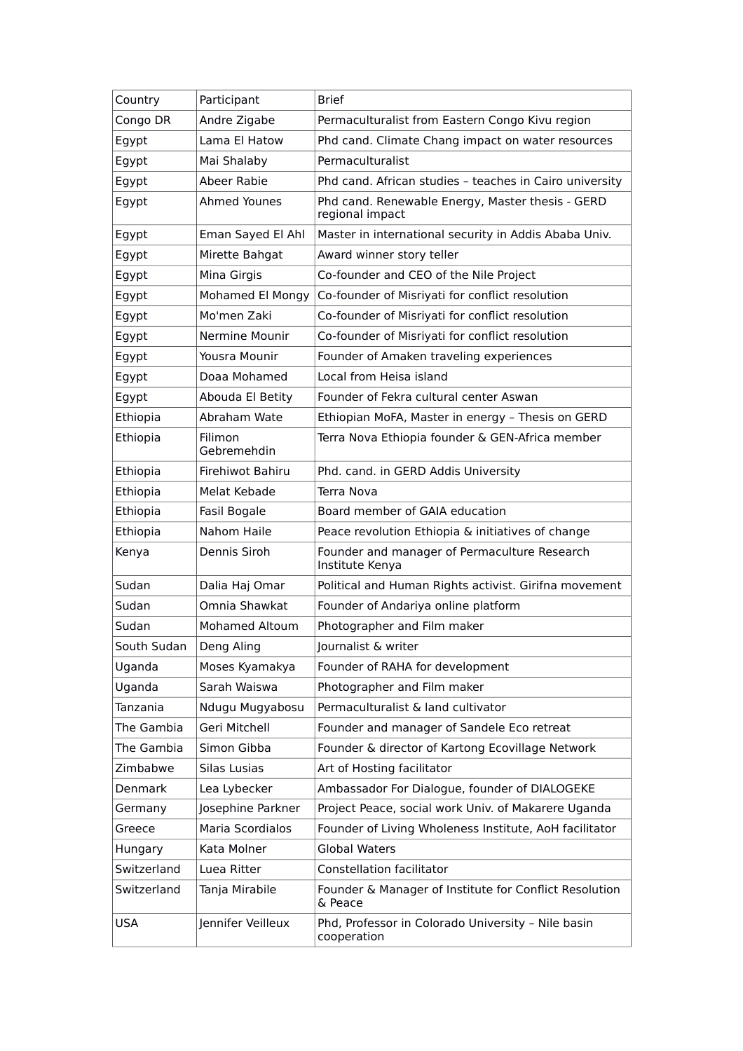| Country | Participant | Brief |
| --- | --- | --- |
| Congo DR | Andre Zigabe | Permaculturalist from Eastern Congo Kivu region |
| Egypt | Lama El Hatow | Phd cand. Climate Chang impact on water resources |
| Egypt | Mai Shalaby | Permaculturalist |
| Egypt | Abeer Rabie | Phd cand. African studies – teaches in Cairo university |
| Egypt | Ahmed Younes | Phd cand. Renewable Energy, Master thesis - GERD regional impact |
| Egypt | Eman Sayed El Ahl | Master in international security in Addis Ababa Univ. |
| Egypt | Mirette Bahgat | Award winner story teller |
| Egypt | Mina Girgis | Co-founder and CEO of the Nile Project |
| Egypt | Mohamed El Mongy | Co-founder of Misriyati for conflict resolution |
| Egypt | Mo'men Zaki | Co-founder of Misriyati for conflict resolution |
| Egypt | Nermine Mounir | Co-founder of Misriyati for conflict resolution |
| Egypt | Yousra Mounir | Founder of Amaken traveling experiences |
| Egypt | Doaa Mohamed | Local from Heisa island |
| Egypt | Abouda El Betity | Founder of Fekra cultural center Aswan |
| Ethiopia | Abraham Wate | Ethiopian MoFA, Master in energy – Thesis on GERD |
| Ethiopia | Filimon Gebremehdin | Terra Nova Ethiopia founder & GEN-Africa member |
| Ethiopia | Firehiwot Bahiru | Phd. cand. in GERD Addis University |
| Ethiopia | Melat Kebade | Terra Nova |
| Ethiopia | Fasil Bogale | Board member of GAIA education |
| Ethiopia | Nahom Haile | Peace revolution Ethiopia & initiatives of change |
| Kenya | Dennis Siroh | Founder and manager of Permaculture Research Institute Kenya |
| Sudan | Dalia Haj Omar | Political and Human Rights activist. Girifna movement |
| Sudan | Omnia Shawkat | Founder of Andariya online platform |
| Sudan | Mohamed Altoum | Photographer and Film maker |
| South Sudan | Deng Aling | Journalist & writer |
| Uganda | Moses Kyamakya | Founder of RAHA for development |
| Uganda | Sarah Waiswa | Photographer and Film maker |
| Tanzania | Ndugu Mugyabosu | Permaculturalist & land cultivator |
| The Gambia | Geri Mitchell | Founder and manager of Sandele Eco retreat |
| The Gambia | Simon Gibba | Founder & director of Kartong Ecovillage Network |
| Zimbabwe | Silas Lusias | Art of Hosting facilitator |
| Denmark | Lea Lybecker | Ambassador For Dialogue, founder of DIALOGEKE |
| Germany | Josephine Parkner | Project Peace, social work Univ. of Makarere Uganda |
| Greece | Maria Scordialos | Founder of Living Wholeness Institute, AoH facilitator |
| Hungary | Kata Molner | Global Waters |
| Switzerland | Luea Ritter | Constellation facilitator |
| Switzerland | Tanja Mirabile | Founder & Manager of Institute for Conflict Resolution & Peace |
| USA | Jennifer Veilleux | Phd, Professor in Colorado University – Nile basin cooperation |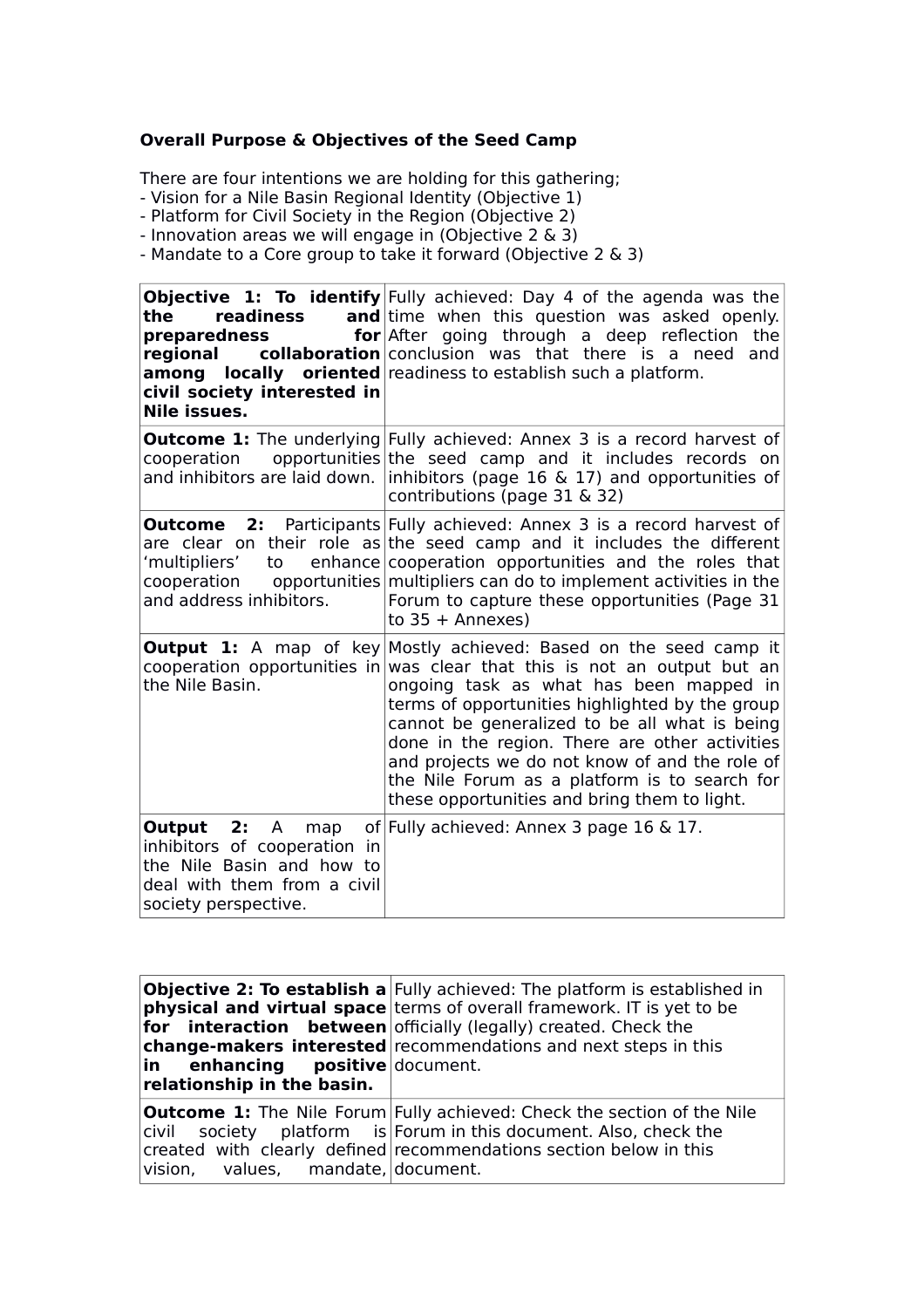**Overall Purpose & Objectives of the Seed Camp**

There are four intentions we are holding for this gathering;
- Vision for a Nile Basin Regional Identity (Objective 1)
- Platform for Civil Society in the Region (Objective 2)
- Innovation areas we will engage in (Objective 2 & 3)
- Mandate to a Core group to take it forward (Objective 2 & 3)

| **Objective 1: To identify the readiness and preparedness for regional collaboration among locally oriented civil society interested in Nile issues.** | Fully achieved: Day 4 of the agenda was the time when this question was asked openly. After going through a deep reflection the conclusion was that there is a need and readiness to establish such a platform. |
|---|---|
| **Outcome 1:** The underlying cooperation opportunities and inhibitors are laid down. | Fully achieved: Annex 3 is a record harvest of the seed camp and it includes records on inhibitors (page 16 & 17) and opportunities of contributions (page 31 & 32) |
| **Outcome 2:** Participants are clear on their role as 'multipliers' to enhance cooperation opportunities and address inhibitors. | Fully achieved: Annex 3 is a record harvest of the seed camp and it includes the different cooperation opportunities and the roles that multipliers can do to implement activities in the Forum to capture these opportunities (Page 31 to 35 + Annexes) |
| **Output 1:** A map of key cooperation opportunities in the Nile Basin. | Mostly achieved: Based on the seed camp it was clear that this is not an output but an ongoing task as what has been mapped in terms of opportunities highlighted by the group cannot be generalized to be all what is being done in the region. There are other activities and projects we do not know of and the role of the Nile Forum as a platform is to search for these opportunities and bring them to light. |
| **Output 2:** A map of inhibitors of cooperation in the Nile Basin and how to deal with them from a civil society perspective. | Fully achieved: Annex 3 page 16 & 17. |

| **Objective 2: To establish a physical and virtual space for interaction between change-makers interested in enhancing positive relationship in the basin.** | Fully achieved: The platform is established in terms of overall framework. IT is yet to be officially (legally) created. Check the recommendations and next steps in this document. |
|---|---|
| **Outcome 1:** The Nile Forum civil society platform is created with clearly defined vision, values, mandate, | Fully achieved: Check the section of the Nile Forum in this document. Also, check the recommendations section below in this document. |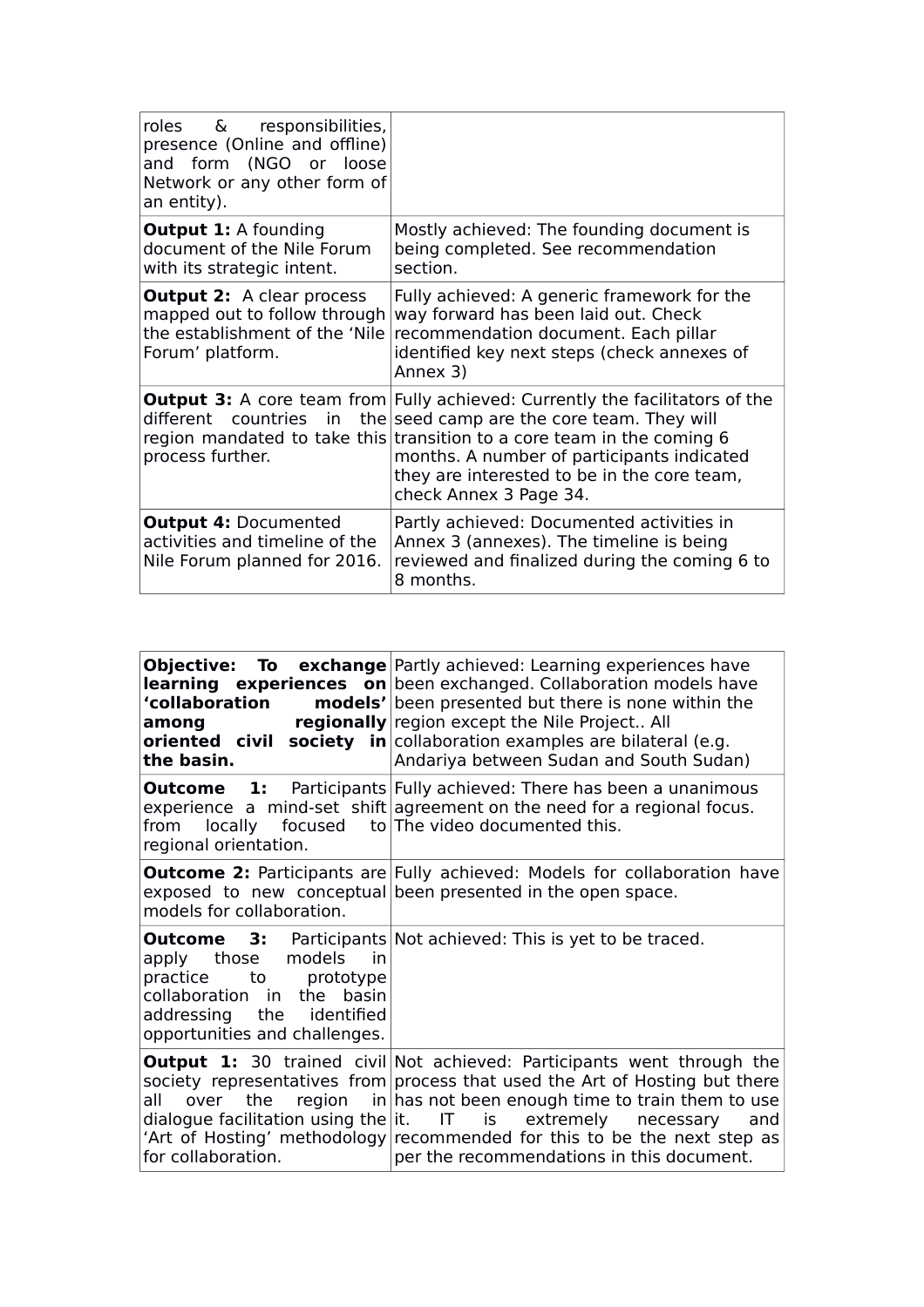| | |
|---|---|
| roles & responsibilities, presence (Online and offline) and form (NGO or loose Network or any other form of an entity). | |
| **Output 1:** A founding document of the Nile Forum with its strategic intent. | Mostly achieved: The founding document is being completed. See recommendation section. |
| **Output 2:** A clear process mapped out to follow through the establishment of the 'Nile Forum' platform. | Fully achieved: A generic framework for the way forward has been laid out. Check recommendation document. Each pillar identified key next steps (check annexes of Annex 3) |
| **Output 3:** A core team from different countries in the region mandated to take this process further. | Fully achieved: Currently the facilitators of the seed camp are the core team. They will transition to a core team in the coming 6 months. A number of participants indicated they are interested to be in the core team, check Annex 3 Page 34. |
| **Output 4:** Documented activities and timeline of the Nile Forum planned for 2016. | Partly achieved: Documented activities in Annex 3 (annexes). The timeline is being reviewed and finalized during the coming 6 to 8 months. |

| | |
|---|---|
| **Objective: To exchange learning experiences on 'collaboration models' among regionally oriented civil society in the basin.** | Partly achieved: Learning experiences have been exchanged. Collaboration models have been presented but there is none within the region except the Nile Project.. All collaboration examples are bilateral (e.g. Andariya between Sudan and South Sudan) |
| **Outcome 1:** Participants experience a mind-set shift from locally focused to regional orientation. | Fully achieved: There has been a unanimous agreement on the need for a regional focus. The video documented this. |
| **Outcome 2:** Participants are exposed to new conceptual models for collaboration. | Fully achieved: Models for collaboration have been presented in the open space. |
| **Outcome 3:** Participants apply those models in practice to prototype collaboration in the basin addressing the identified opportunities and challenges. | Not achieved: This is yet to be traced. |
| **Output 1:** 30 trained civil society representatives from all over the region in dialogue facilitation using the 'Art of Hosting' methodology for collaboration. | Not achieved: Participants went through the process that used the Art of Hosting but there has not been enough time to train them to use it. IT is extremely necessary and recommended for this to be the next step as per the recommendations in this document. |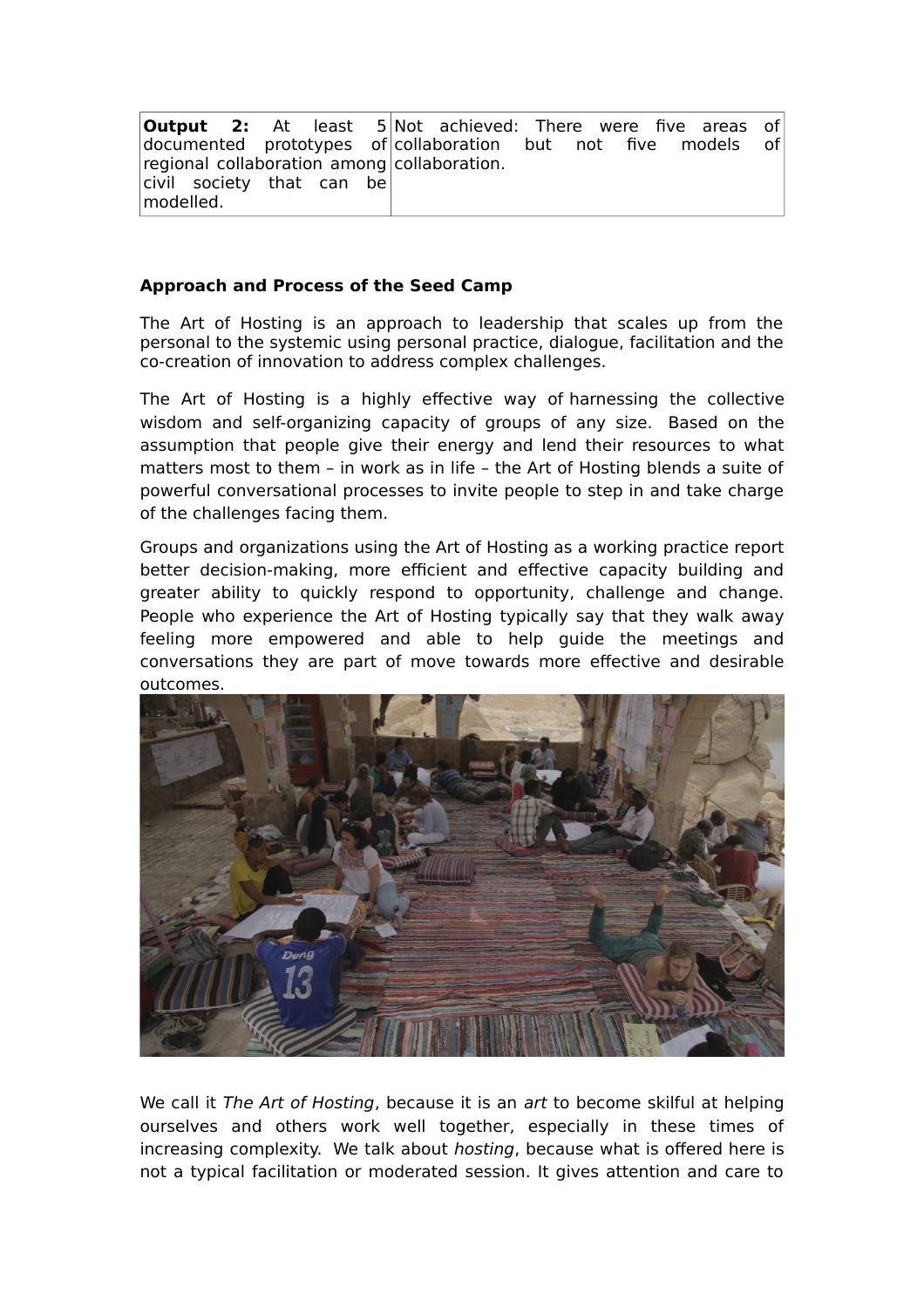| **Output 2:** At least 5 documented prototypes of regional collaboration among civil society that can be modelled. | Not achieved: There were five areas of collaboration but not five models of collaboration. |
|---|---|

**Approach and Process of the Seed Camp**

The Art of Hosting is an approach to leadership that scales up from the personal to the systemic using personal practice, dialogue, facilitation and the co-creation of innovation to address complex challenges.

The Art of Hosting is a highly effective way of harnessing the collective wisdom and self-organizing capacity of groups of any size. Based on the assumption that people give their energy and lend their resources to what matters most to them – in work as in life – the Art of Hosting blends a suite of powerful conversational processes to invite people to step in and take charge of the challenges facing them.

Groups and organizations using the Art of Hosting as a working practice report better decision-making, more efficient and effective capacity building and greater ability to quickly respond to opportunity, challenge and change. People who experience the Art of Hosting typically say that they walk away feeling more empowered and able to help guide the meetings and conversations they are part of move towards more effective and desirable outcomes.

We call it *The Art of Hosting*, because it is an *art* to become skilful at helping ourselves and others work well together, especially in these times of increasing complexity. We talk about *hosting*, because what is offered here is not a typical facilitation or moderated session. It gives attention and care to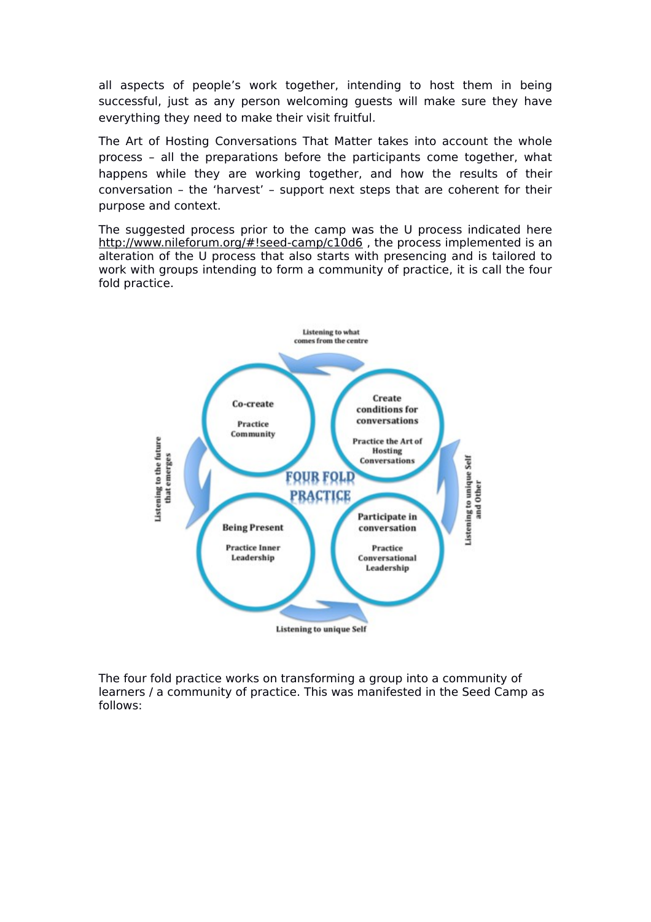all aspects of people's work together, intending to host them in being successful, just as any person welcoming guests will make sure they have everything they need to make their visit fruitful.

The Art of Hosting Conversations That Matter takes into account the whole process – all the preparations before the participants come together, what happens while they are working together, and how the results of their conversation – the 'harvest' – support next steps that are coherent for their purpose and context.

The suggested process prior to the camp was the U process indicated here http://www.nileforum.org/#!seed-camp/c10d6 , the process implemented is an alteration of the U process that also starts with presencing and is tailored to work with groups intending to form a community of practice, it is call the four fold practice.

The four fold practice works on transforming a group into a community of learners / a community of practice. This was manifested in the Seed Camp as follows: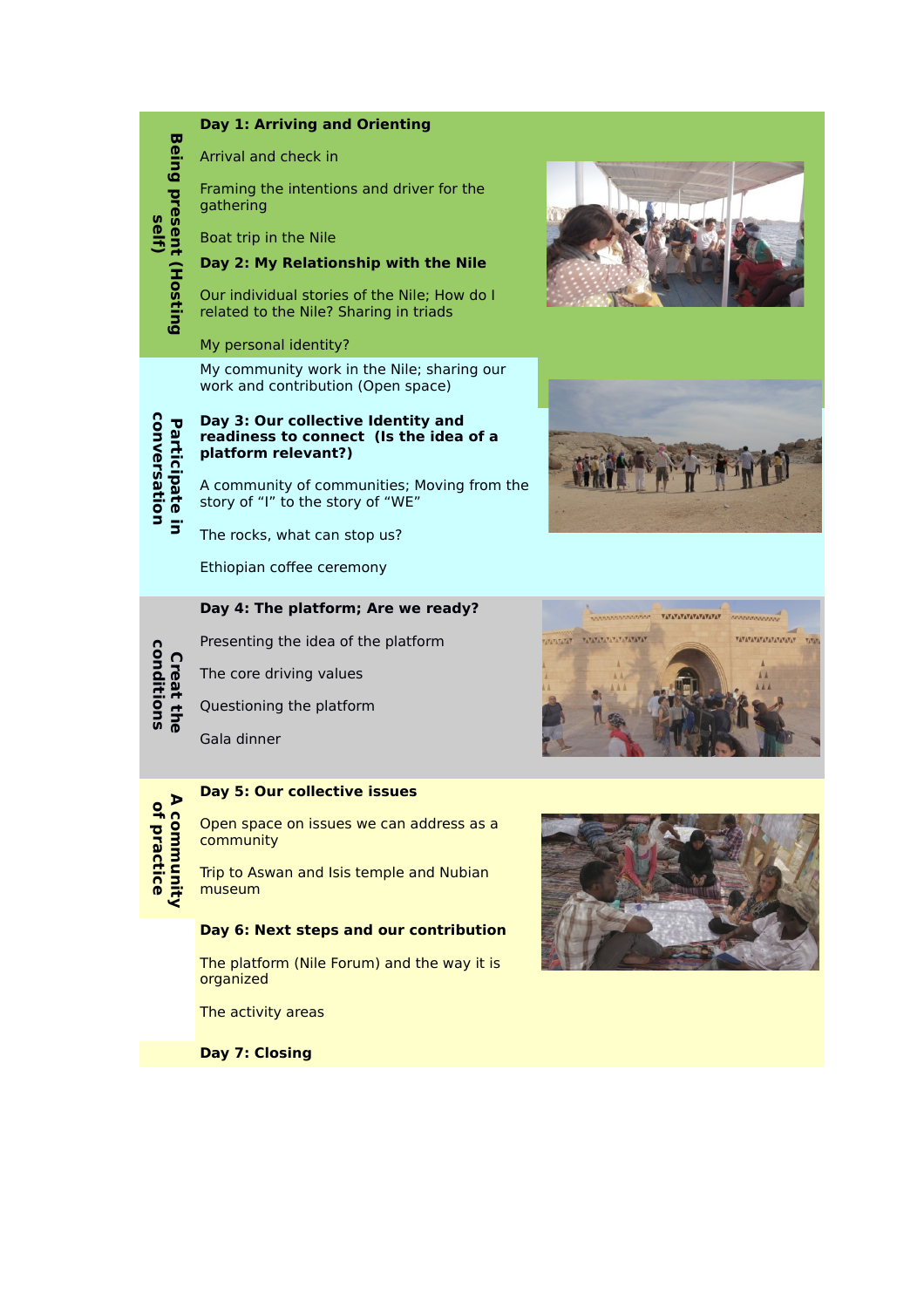**Being present (Hosting self)**

**Day 1: Arriving and Orienting**

Arrival and check in

Framing the intentions and driver for the gathering

Boat trip in the Nile

**Day 2: My Relationship with the Nile**

Our individual stories of the Nile; How do I related to the Nile? Sharing in triads

My personal identity?

**Participate in conversation**

My community work in the Nile; sharing our work and contribution (Open space)

**Day 3: Our collective Identity and readiness to connect (Is the idea of a platform relevant?)**

A community of communities; Moving from the story of “I” to the story of “WE”

The rocks, what can stop us?

Ethiopian coffee ceremony

**Creat the conditions**

**Day 4: The platform; Are we ready?**

Presenting the idea of the platform

The core driving values

Questioning the platform

Gala dinner

**A community of practice**

**Day 5: Our collective issues**

Open space on issues we can address as a community

Trip to Aswan and Isis temple and Nubian museum

**Day 6: Next steps and our contribution**

The platform (Nile Forum) and the way it is organized

The activity areas

**Day 7: Closing**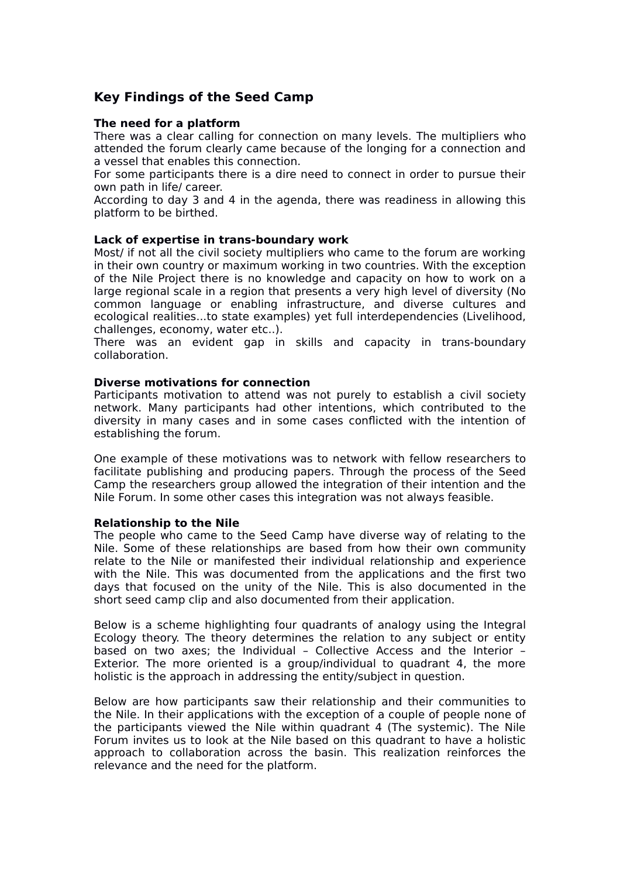## Key Findings of the Seed Camp

**The need for a platform**

There was a clear calling for connection on many levels. The multipliers who attended the forum clearly came because of the longing for a connection and a vessel that enables this connection.

For some participants there is a dire need to connect in order to pursue their own path in life/ career.

According to day 3 and 4 in the agenda, there was readiness in allowing this platform to be birthed.

**Lack of expertise in trans-boundary work**

Most/ if not all the civil society multipliers who came to the forum are working in their own country or maximum working in two countries. With the exception of the Nile Project there is no knowledge and capacity on how to work on a large regional scale in a region that presents a very high level of diversity (No common language or enabling infrastructure, and diverse cultures and ecological realities...to state examples) yet full interdependencies (Livelihood, challenges, economy, water etc..).

There was an evident gap in skills and capacity in trans-boundary collaboration.

**Diverse motivations for connection**

Participants motivation to attend was not purely to establish a civil society network. Many participants had other intentions, which contributed to the diversity in many cases and in some cases conflicted with the intention of establishing the forum.

One example of these motivations was to network with fellow researchers to facilitate publishing and producing papers. Through the process of the Seed Camp the researchers group allowed the integration of their intention and the Nile Forum. In some other cases this integration was not always feasible.

**Relationship to the Nile**

The people who came to the Seed Camp have diverse way of relating to the Nile. Some of these relationships are based from how their own community relate to the Nile or manifested their individual relationship and experience with the Nile. This was documented from the applications and the first two days that focused on the unity of the Nile. This is also documented in the short seed camp clip and also documented from their application.

Below is a scheme highlighting four quadrants of analogy using the Integral Ecology theory. The theory determines the relation to any subject or entity based on two axes; the Individual – Collective Access and the Interior – Exterior. The more oriented is a group/individual to quadrant 4, the more holistic is the approach in addressing the entity/subject in question.

Below are how participants saw their relationship and their communities to the Nile. In their applications with the exception of a couple of people none of the participants viewed the Nile within quadrant 4 (The systemic). The Nile Forum invites us to look at the Nile based on this quadrant to have a holistic approach to collaboration across the basin. This realization reinforces the relevance and the need for the platform.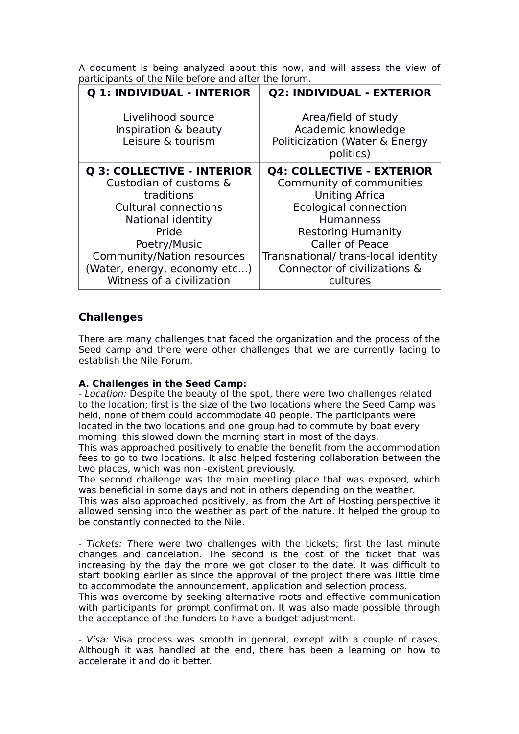A document is being analyzed about this now, and will assess the view of participants of the Nile before and after the forum.

| **Q 1: INDIVIDUAL - INTERIOR** | **Q2: INDIVIDUAL - EXTERIOR** |
|---|---|
| Livelihood source<br>Inspiration & beauty<br>Leisure & tourism | Area/field of study<br>Academic knowledge<br>Politicization (Water & Energy politics) |
| **Q 3: COLLECTIVE - INTERIOR**<br>Custodian of customs & traditions<br>Cultural connections<br>National identity<br>Pride<br>Poetry/Music<br>Community/Nation resources (Water, energy, economy etc...)<br>Witness of a civilization | **Q4: COLLECTIVE - EXTERIOR**<br>Community of communities<br>Uniting Africa<br>Ecological connection<br>Humanness<br>Restoring Humanity<br>Caller of Peace<br>Transnational/ trans-local identity<br>Connector of civilizations & cultures |

## Challenges

There are many challenges that faced the organization and the process of the Seed camp and there were other challenges that we are currently facing to establish the Nile Forum.

**A. Challenges in the Seed Camp:**

- *Location:* Despite the beauty of the spot, there were two challenges related to the location; first is the size of the two locations where the Seed Camp was held, none of them could accommodate 40 people. The participants were located in the two locations and one group had to commute by boat every morning, this slowed down the morning start in most of the days.

This was approached positively to enable the benefit from the accommodation fees to go to two locations. It also helped fostering collaboration between the two places, which was non -existent previously.

The second challenge was the main meeting place that was exposed, which was beneficial in some days and not in others depending on the weather.

This was also approached positively, as from the Art of Hosting perspective it allowed sensing into the weather as part of the nature. It helped the group to be constantly connected to the Nile.

- *Tickets: T*here were two challenges with the tickets; first the last minute changes and cancelation. The second is the cost of the ticket that was increasing by the day the more we got closer to the date. It was difficult to start booking earlier as since the approval of the project there was little time to accommodate the announcement, application and selection process.

This was overcome by seeking alternative roots and effective communication with participants for prompt confirmation. It was also made possible through the acceptance of the funders to have a budget adjustment.

- *Visa:* Visa process was smooth in general, except with a couple of cases. Although it was handled at the end, there has been a learning on how to accelerate it and do it better.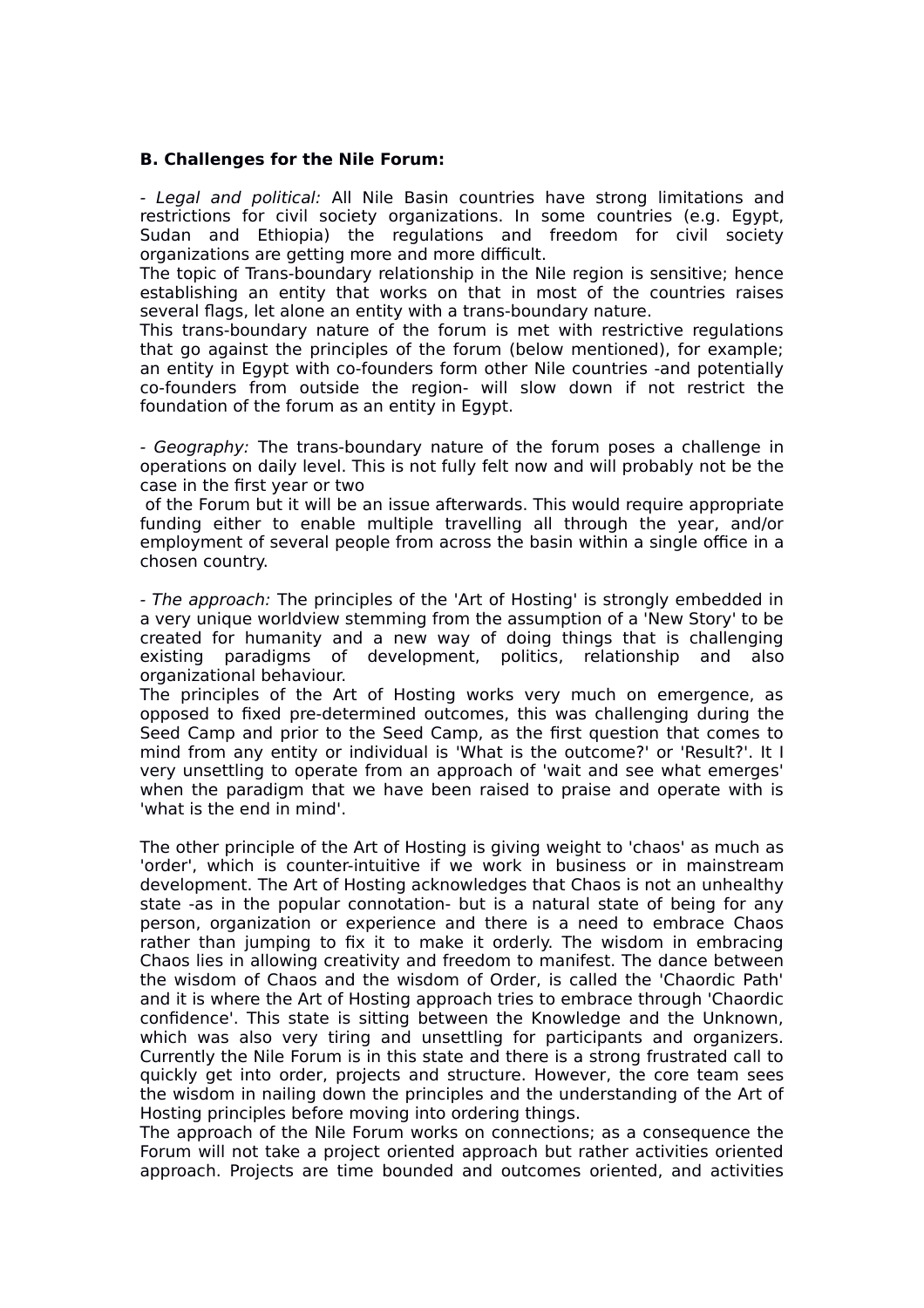**B. Challenges for the Nile Forum:**

- *Legal and political:* All Nile Basin countries have strong limitations and restrictions for civil society organizations. In some countries (e.g. Egypt, Sudan and Ethiopia) the regulations and freedom for civil society organizations are getting more and more difficult.
The topic of Trans-boundary relationship in the Nile region is sensitive; hence establishing an entity that works on that in most of the countries raises several flags, let alone an entity with a trans-boundary nature.
This trans-boundary nature of the forum is met with restrictive regulations that go against the principles of the forum (below mentioned), for example; an entity in Egypt with co-founders form other Nile countries -and potentially co-founders from outside the region- will slow down if not restrict the foundation of the forum as an entity in Egypt.

- *Geography:* The trans-boundary nature of the forum poses a challenge in operations on daily level. This is not fully felt now and will probably not be the case in the first year or two
of the Forum but it will be an issue afterwards. This would require appropriate funding either to enable multiple travelling all through the year, and/or employment of several people from across the basin within a single office in a chosen country.

- *The approach:* The principles of the 'Art of Hosting' is strongly embedded in a very unique worldview stemming from the assumption of a 'New Story' to be created for humanity and a new way of doing things that is challenging existing paradigms of development, politics, relationship and also organizational behaviour.
The principles of the Art of Hosting works very much on emergence, as opposed to fixed pre-determined outcomes, this was challenging during the Seed Camp and prior to the Seed Camp, as the first question that comes to mind from any entity or individual is 'What is the outcome?' or 'Result?'. It I very unsettling to operate from an approach of 'wait and see what emerges' when the paradigm that we have been raised to praise and operate with is 'what is the end in mind'.

The other principle of the Art of Hosting is giving weight to 'chaos' as much as 'order', which is counter-intuitive if we work in business or in mainstream development. The Art of Hosting acknowledges that Chaos is not an unhealthy state -as in the popular connotation- but is a natural state of being for any person, organization or experience and there is a need to embrace Chaos rather than jumping to fix it to make it orderly. The wisdom in embracing Chaos lies in allowing creativity and freedom to manifest. The dance between the wisdom of Chaos and the wisdom of Order, is called the 'Chaordic Path' and it is where the Art of Hosting approach tries to embrace through 'Chaordic confidence'. This state is sitting between the Knowledge and the Unknown, which was also very tiring and unsettling for participants and organizers. Currently the Nile Forum is in this state and there is a strong frustrated call to quickly get into order, projects and structure. However, the core team sees the wisdom in nailing down the principles and the understanding of the Art of Hosting principles before moving into ordering things.
The approach of the Nile Forum works on connections; as a consequence the Forum will not take a project oriented approach but rather activities oriented approach. Projects are time bounded and outcomes oriented, and activities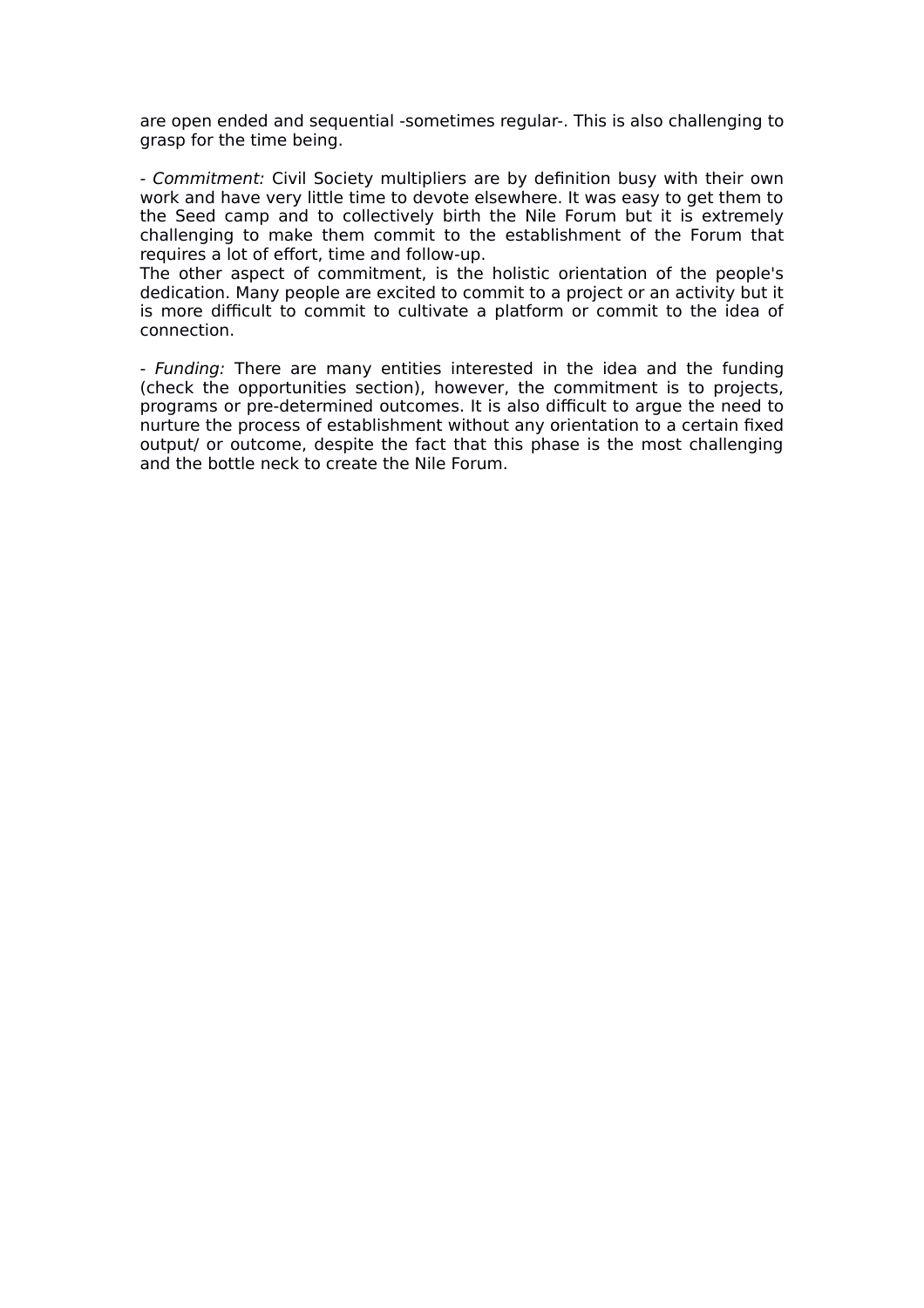are open ended and sequential -sometimes regular-. This is also challenging to grasp for the time being.

- *Commitment:* Civil Society multipliers are by definition busy with their own work and have very little time to devote elsewhere. It was easy to get them to the Seed camp and to collectively birth the Nile Forum but it is extremely challenging to make them commit to the establishment of the Forum that requires a lot of effort, time and follow-up.
The other aspect of commitment, is the holistic orientation of the people's dedication. Many people are excited to commit to a project or an activity but it is more difficult to commit to cultivate a platform or commit to the idea of connection.

- *Funding:* There are many entities interested in the idea and the funding (check the opportunities section), however, the commitment is to projects, programs or pre-determined outcomes. It is also difficult to argue the need to nurture the process of establishment without any orientation to a certain fixed output/ or outcome, despite the fact that this phase is the most challenging and the bottle neck to create the Nile Forum.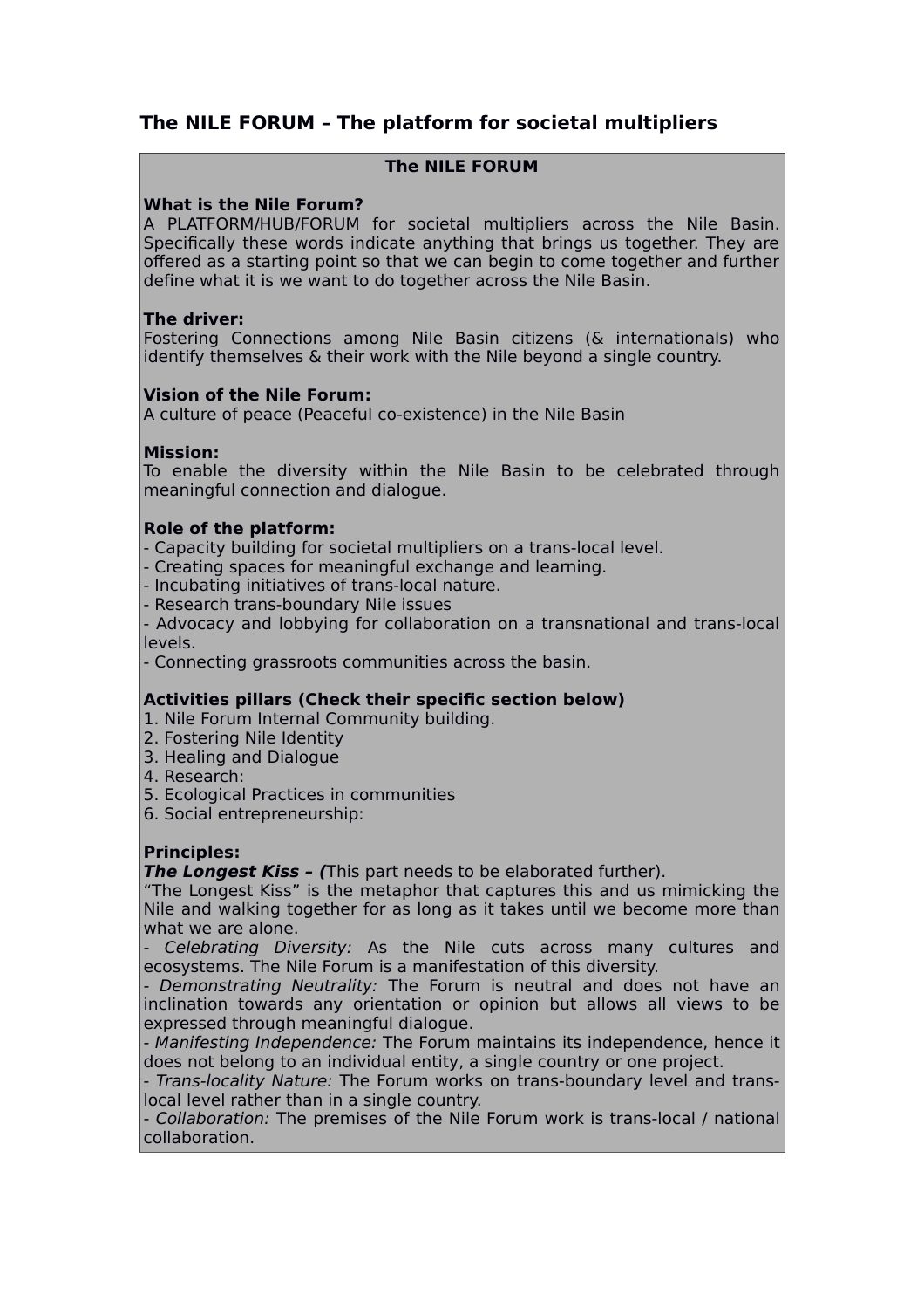## The NILE FORUM – The platform for societal multipliers

**The NILE FORUM**

**What is the Nile Forum?**
A PLATFORM/HUB/FORUM for societal multipliers across the Nile Basin. Specifically these words indicate anything that brings us together. They are offered as a starting point so that we can begin to come together and further define what it is we want to do together across the Nile Basin.

**The driver:**
Fostering Connections among Nile Basin citizens (& internationals) who identify themselves & their work with the Nile beyond a single country.

**Vision of the Nile Forum:**
A culture of peace (Peaceful co-existence) in the Nile Basin

**Mission:**
To enable the diversity within the Nile Basin to be celebrated through meaningful connection and dialogue.

**Role of the platform:**
- Capacity building for societal multipliers on a trans-local level.
- Creating spaces for meaningful exchange and learning.
- Incubating initiatives of trans-local nature.
- Research trans-boundary Nile issues
- Advocacy and lobbying for collaboration on a transnational and trans-local levels.
- Connecting grassroots communities across the basin.

**Activities pillars (Check their specific section below)**
1. Nile Forum Internal Community building.
2. Fostering Nile Identity
3. Healing and Dialogue
4. Research:
5. Ecological Practices in communities
6. Social entrepreneurship:

**Principles:**
***The Longest Kiss – (***This part needs to be elaborated further).
"The Longest Kiss" is the metaphor that captures this and us mimicking the Nile and walking together for as long as it takes until we become more than what we are alone.
- *Celebrating Diversity:* As the Nile cuts across many cultures and ecosystems. The Nile Forum is a manifestation of this diversity.
- *Demonstrating Neutrality:* The Forum is neutral and does not have an inclination towards any orientation or opinion but allows all views to be expressed through meaningful dialogue.
- *Manifesting Independence:* The Forum maintains its independence, hence it does not belong to an individual entity, a single country or one project.
- *Trans-locality Nature:* The Forum works on trans-boundary level and trans-local level rather than in a single country.
- *Collaboration:* The premises of the Nile Forum work is trans-local / national collaboration.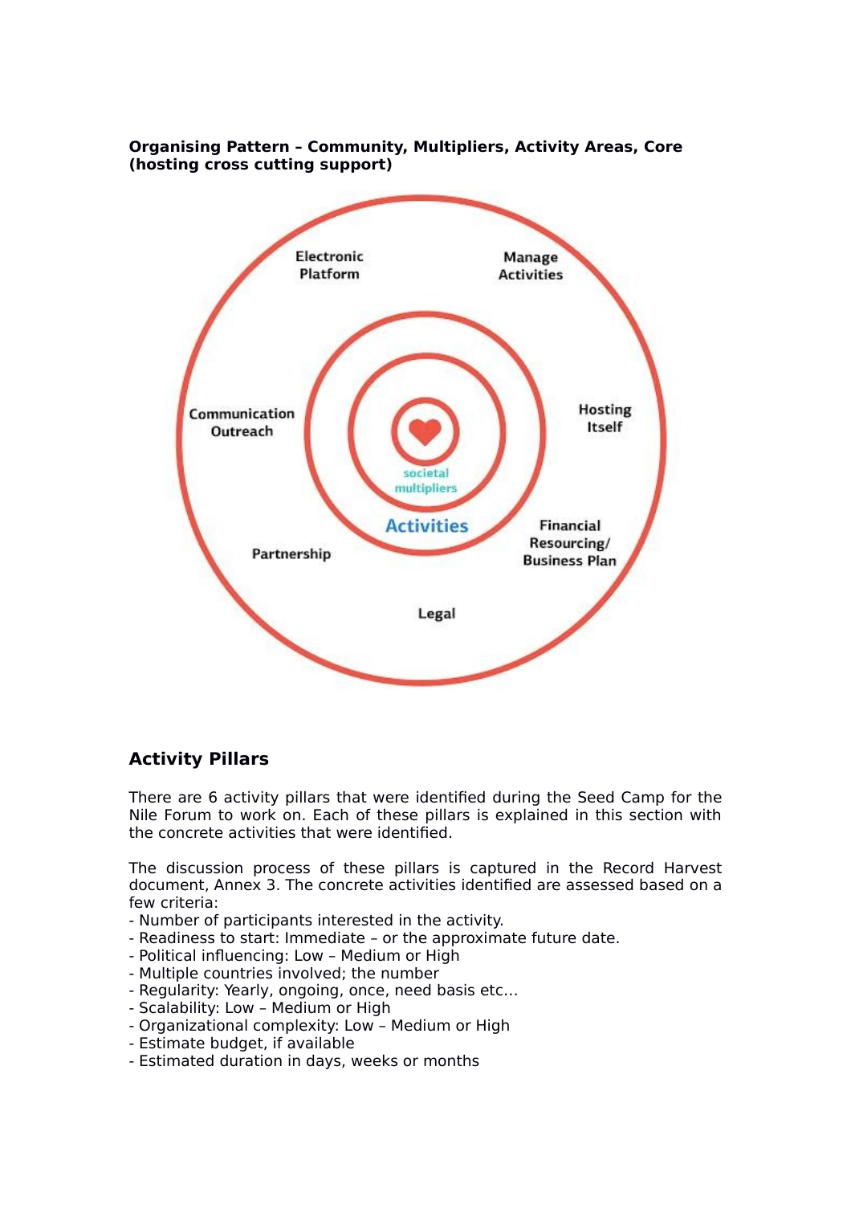**Organising Pattern – Community, Multipliers, Activity Areas, Core (hosting cross cutting support)**

Electronic Platform

Manage Activities

Communication Outreach

Hosting Itself

societal multipliers

Activities

Financial Resourcing/ Business Plan

Partnership

Legal

## Activity Pillars

There are 6 activity pillars that were identified during the Seed Camp for the Nile Forum to work on. Each of these pillars is explained in this section with the concrete activities that were identified.

The discussion process of these pillars is captured in the Record Harvest document, Annex 3. The concrete activities identified are assessed based on a few criteria:

- Number of participants interested in the activity.
- Readiness to start: Immediate – or the approximate future date.
- Political influencing: Low – Medium or High
- Multiple countries involved; the number
- Regularity: Yearly, ongoing, once, need basis etc…
- Scalability: Low – Medium or High
- Organizational complexity: Low – Medium or High
- Estimate budget, if available
- Estimated duration in days, weeks or months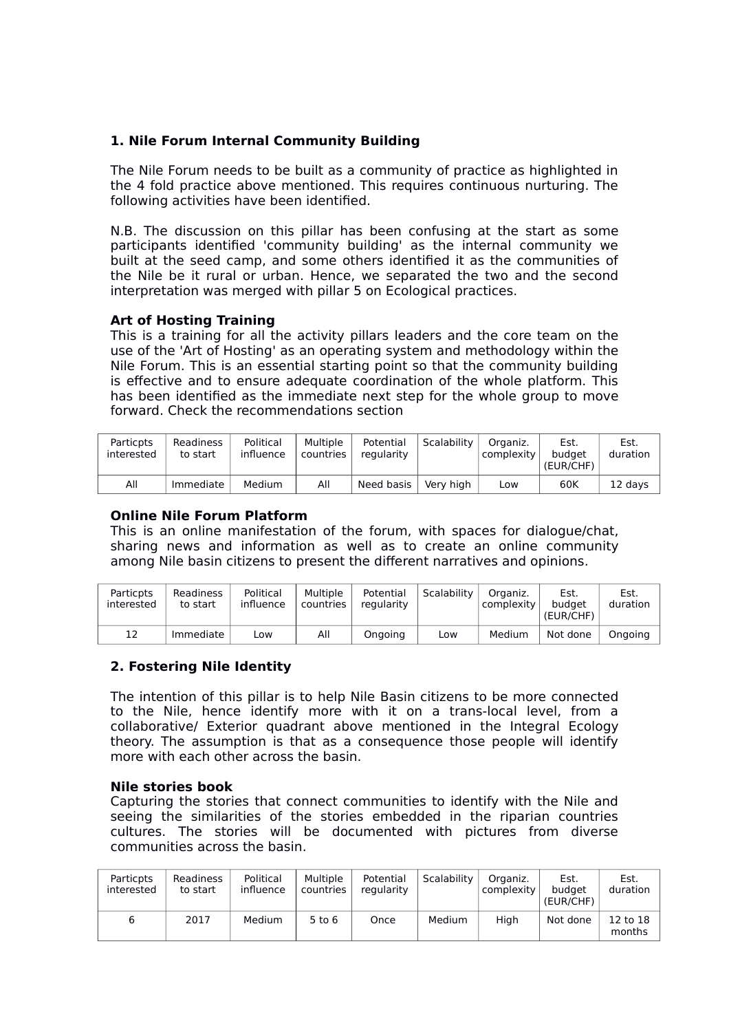**1. Nile Forum Internal Community Building**

The Nile Forum needs to be built as a community of practice as highlighted in the 4 fold practice above mentioned. This requires continuous nurturing. The following activities have been identified.

N.B. The discussion on this pillar has been confusing at the start as some participants identified 'community building' as the internal community we built at the seed camp, and some others identified it as the communities of the Nile be it rural or urban. Hence, we separated the two and the second interpretation was merged with pillar 5 on Ecological practices.

**Art of Hosting Training**

This is a training for all the activity pillars leaders and the core team on the use of the 'Art of Hosting' as an operating system and methodology within the Nile Forum. This is an essential starting point so that the community building is effective and to ensure adequate coordination of the whole platform. This has been identified as the immediate next step for the whole group to move forward. Check the recommendations section

| Particpts interested | Readiness to start | Political influence | Multiple countries | Potential regularity | Scalability | Organiz. complexity | Est. budget (EUR/CHF) | Est. duration |
|---|---|---|---|---|---|---|---|---|
| All | Immediate | Medium | All | Need basis | Very high | Low | 60K | 12 days |

**Online Nile Forum Platform**

This is an online manifestation of the forum, with spaces for dialogue/chat, sharing news and information as well as to create an online community among Nile basin citizens to present the different narratives and opinions.

| Particpts interested | Readiness to start | Political influence | Multiple countries | Potential regularity | Scalability | Organiz. complexity | Est. budget (EUR/CHF) | Est. duration |
|---|---|---|---|---|---|---|---|---|
| 12 | Immediate | Low | All | Ongoing | Low | Medium | Not done | Ongoing |

**2. Fostering Nile Identity**

The intention of this pillar is to help Nile Basin citizens to be more connected to the Nile, hence identify more with it on a trans-local level, from a collaborative/ Exterior quadrant above mentioned in the Integral Ecology theory. The assumption is that as a consequence those people will identify more with each other across the basin.

**Nile stories book**

Capturing the stories that connect communities to identify with the Nile and seeing the similarities of the stories embedded in the riparian countries cultures. The stories will be documented with pictures from diverse communities across the basin.

| Particpts interested | Readiness to start | Political influence | Multiple countries | Potential regularity | Scalability | Organiz. complexity | Est. budget (EUR/CHF) | Est. duration |
|---|---|---|---|---|---|---|---|---|
| 6 | 2017 | Medium | 5 to 6 | Once | Medium | High | Not done | 12 to 18 months |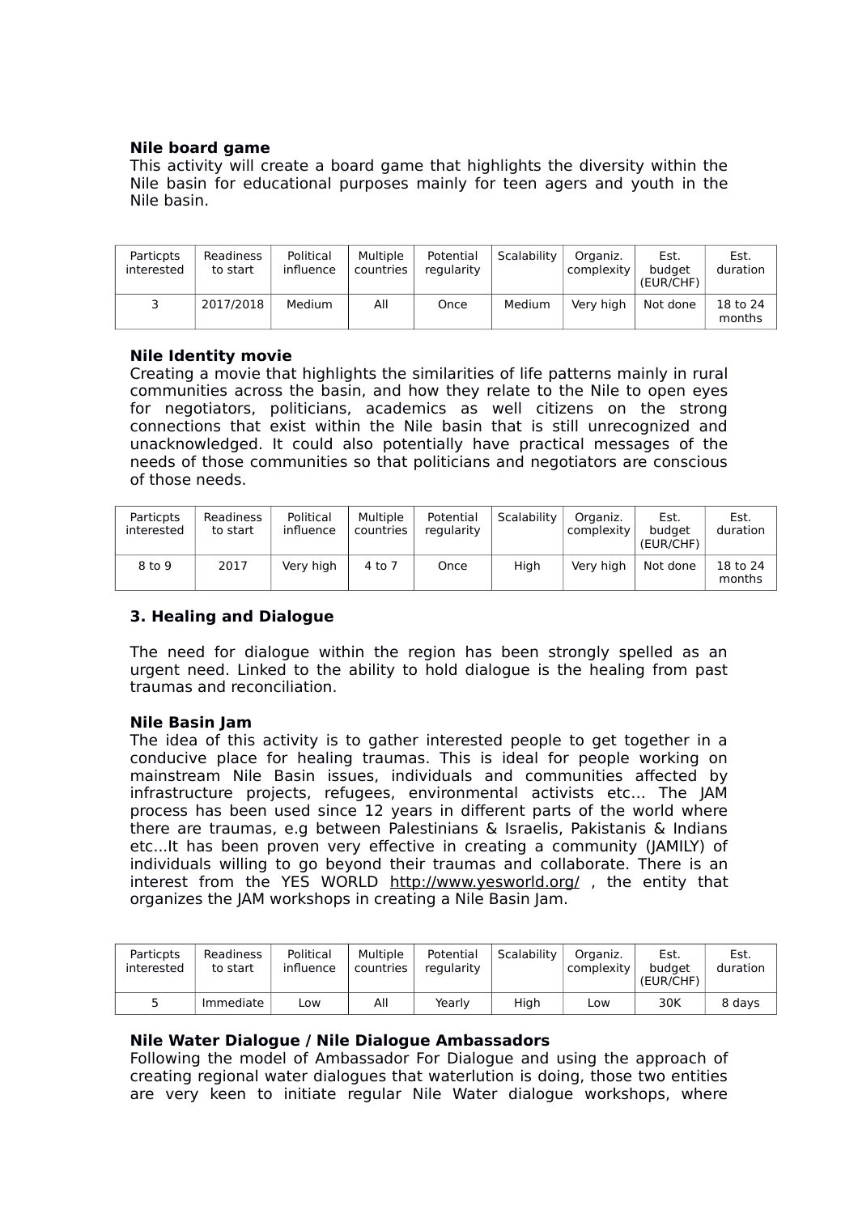**Nile board game**

This activity will create a board game that highlights the diversity within the Nile basin for educational purposes mainly for teen agers and youth in the Nile basin.

| Particpts interested | Readiness to start | Political influence | Multiple countries | Potential regularity | Scalability | Organiz. complexity | Est. budget (EUR/CHF) | Est. duration |
|---|---|---|---|---|---|---|---|---|
| 3 | 2017/2018 | Medium | All | Once | Medium | Very high | Not done | 18 to 24 months |

**Nile Identity movie**

Creating a movie that highlights the similarities of life patterns mainly in rural communities across the basin, and how they relate to the Nile to open eyes for negotiators, politicians, academics as well citizens on the strong connections that exist within the Nile basin that is still unrecognized and unacknowledged. It could also potentially have practical messages of the needs of those communities so that politicians and negotiators are conscious of those needs.

| Particpts interested | Readiness to start | Political influence | Multiple countries | Potential regularity | Scalability | Organiz. complexity | Est. budget (EUR/CHF) | Est. duration |
|---|---|---|---|---|---|---|---|---|
| 8 to 9 | 2017 | Very high | 4 to 7 | Once | High | Very high | Not done | 18 to 24 months |

### 3. Healing and Dialogue

The need for dialogue within the region has been strongly spelled as an urgent need. Linked to the ability to hold dialogue is the healing from past traumas and reconciliation.

**Nile Basin Jam**

The idea of this activity is to gather interested people to get together in a conducive place for healing traumas. This is ideal for people working on mainstream Nile Basin issues, individuals and communities affected by infrastructure projects, refugees, environmental activists etc… The JAM process has been used since 12 years in different parts of the world where there are traumas, e.g between Palestinians & Israelis, Pakistanis & Indians etc…It has been proven very effective in creating a community (JAMILY) of individuals willing to go beyond their traumas and collaborate. There is an interest from the YES WORLD http://www.yesworld.org/ , the entity that organizes the JAM workshops in creating a Nile Basin Jam.

| Particpts interested | Readiness to start | Political influence | Multiple countries | Potential regularity | Scalability | Organiz. complexity | Est. budget (EUR/CHF) | Est. duration |
|---|---|---|---|---|---|---|---|---|
| 5 | Immediate | Low | All | Yearly | High | Low | 30K | 8 days |

**Nile Water Dialogue / Nile Dialogue Ambassadors**

Following the model of Ambassador For Dialogue and using the approach of creating regional water dialogues that waterlution is doing, those two entities are very keen to initiate regular Nile Water dialogue workshops, where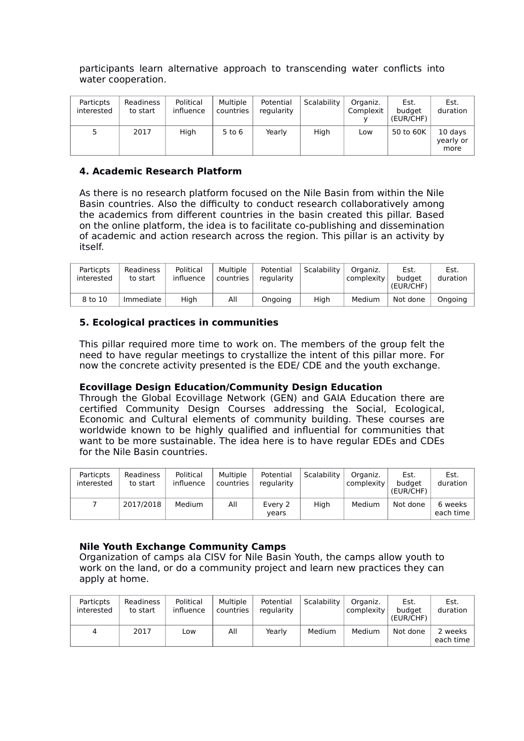participants learn alternative approach to transcending water conflicts into water cooperation.

| Particpts interested | Readiness to start | Political influence | Multiple countries | Potential regularity | Scalability | Organiz. Complexity | Est. budget (EUR/CHF) | Est. duration |
|---|---|---|---|---|---|---|---|---|
| 5 | 2017 | High | 5 to 6 | Yearly | High | Low | 50 to 60K | 10 days yearly or more |

### 4. Academic Research Platform

As there is no research platform focused on the Nile Basin from within the Nile Basin countries. Also the difficulty to conduct research collaboratively among the academics from different countries in the basin created this pillar. Based on the online platform, the idea is to facilitate co-publishing and dissemination of academic and action research across the region. This pillar is an activity by itself.

| Particpts interested | Readiness to start | Political influence | Multiple countries | Potential regularity | Scalability | Organiz. complexity | Est. budget (EUR/CHF) | Est. duration |
|---|---|---|---|---|---|---|---|---|
| 8 to 10 | Immediate | High | All | Ongoing | High | Medium | Not done | Ongoing |

### 5. Ecological practices in communities

This pillar required more time to work on. The members of the group felt the need to have regular meetings to crystallize the intent of this pillar more. For now the concrete activity presented is the EDE/ CDE and the youth exchange.

**Ecovillage Design Education/Community Design Education**
Through the Global Ecovillage Network (GEN) and GAIA Education there are certified Community Design Courses addressing the Social, Ecological, Economic and Cultural elements of community building. These courses are worldwide known to be highly qualified and influential for communities that want to be more sustainable. The idea here is to have regular EDEs and CDEs for the Nile Basin countries.

| Particpts interested | Readiness to start | Political influence | Multiple countries | Potential regularity | Scalability | Organiz. complexity | Est. budget (EUR/CHF) | Est. duration |
|---|---|---|---|---|---|---|---|---|
| 7 | 2017/2018 | Medium | All | Every 2 years | High | Medium | Not done | 6 weeks each time |

**Nile Youth Exchange Community Camps**
Organization of camps ala CISV for Nile Basin Youth, the camps allow youth to work on the land, or do a community project and learn new practices they can apply at home.

| Particpts interested | Readiness to start | Political influence | Multiple countries | Potential regularity | Scalability | Organiz. complexity | Est. budget (EUR/CHF) | Est. duration |
|---|---|---|---|---|---|---|---|---|
| 4 | 2017 | Low | All | Yearly | Medium | Medium | Not done | 2 weeks each time |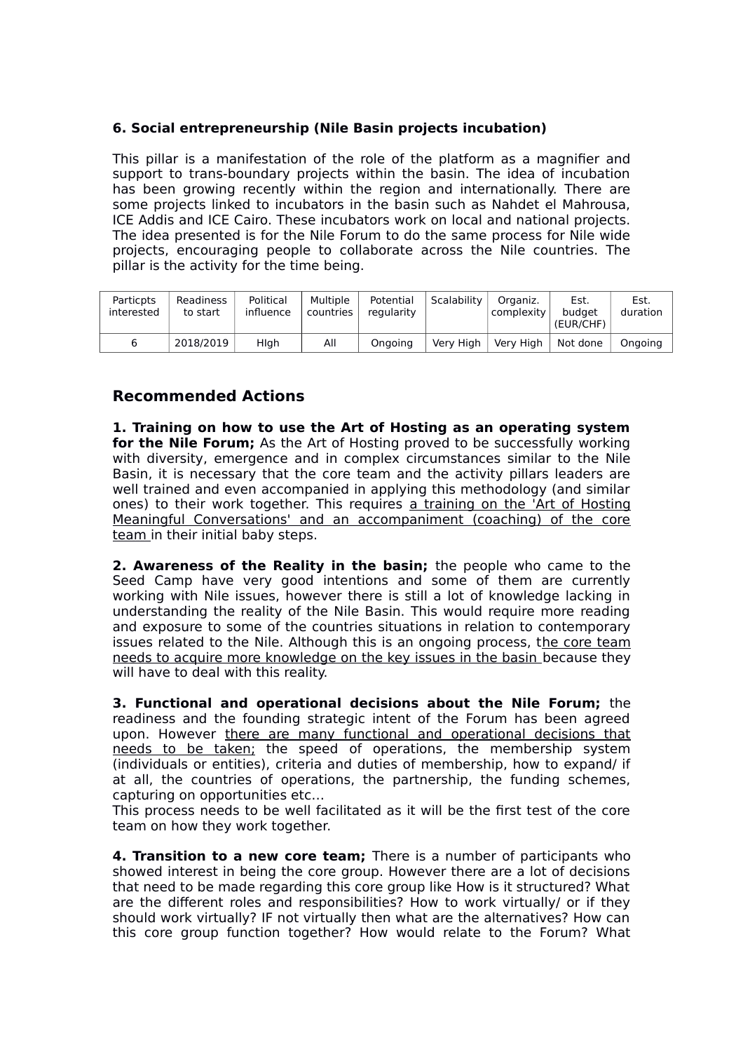**6. Social entrepreneurship (Nile Basin projects incubation)**

This pillar is a manifestation of the role of the platform as a magnifier and support to trans-boundary projects within the basin. The idea of incubation has been growing recently within the region and internationally. There are some projects linked to incubators in the basin such as Nahdet el Mahrousa, ICE Addis and ICE Cairo. These incubators work on local and national projects. The idea presented is for the Nile Forum to do the same process for Nile wide projects, encouraging people to collaborate across the Nile countries. The pillar is the activity for the time being.

| Particpts interested | Readiness to start | Political influence | Multiple countries | Potential regularity | Scalability | Organiz. complexity | Est. budget (EUR/CHF) | Est. duration |
|---|---|---|---|---|---|---|---|---|
| 6 | 2018/2019 | HIgh | All | Ongoing | Very High | Very High | Not done | Ongoing |

## Recommended Actions

**1. Training on how to use the Art of Hosting as an operating system for the Nile Forum;** As the Art of Hosting proved to be successfully working with diversity, emergence and in complex circumstances similar to the Nile Basin, it is necessary that the core team and the activity pillars leaders are well trained and even accompanied in applying this methodology (and similar ones) to their work together. This requires a training on the 'Art of Hosting Meaningful Conversations' and an accompaniment (coaching) of the core team in their initial baby steps.

**2. Awareness of the Reality in the basin;** the people who came to the Seed Camp have very good intentions and some of them are currently working with Nile issues, however there is still a lot of knowledge lacking in understanding the reality of the Nile Basin. This would require more reading and exposure to some of the countries situations in relation to contemporary issues related to the Nile. Although this is an ongoing process, the core team needs to acquire more knowledge on the key issues in the basin because they will have to deal with this reality.

**3. Functional and operational decisions about the Nile Forum;** the readiness and the founding strategic intent of the Forum has been agreed upon. However there are many functional and operational decisions that needs to be taken; the speed of operations, the membership system (individuals or entities), criteria and duties of membership, how to expand/ if at all, the countries of operations, the partnership, the funding schemes, capturing on opportunities etc…
This process needs to be well facilitated as it will be the first test of the core team on how they work together.

**4. Transition to a new core team;** There is a number of participants who showed interest in being the core group. However there are a lot of decisions that need to be made regarding this core group like How is it structured? What are the different roles and responsibilities? How to work virtually/ or if they should work virtually? IF not virtually then what are the alternatives? How can this core group function together? How would relate to the Forum? What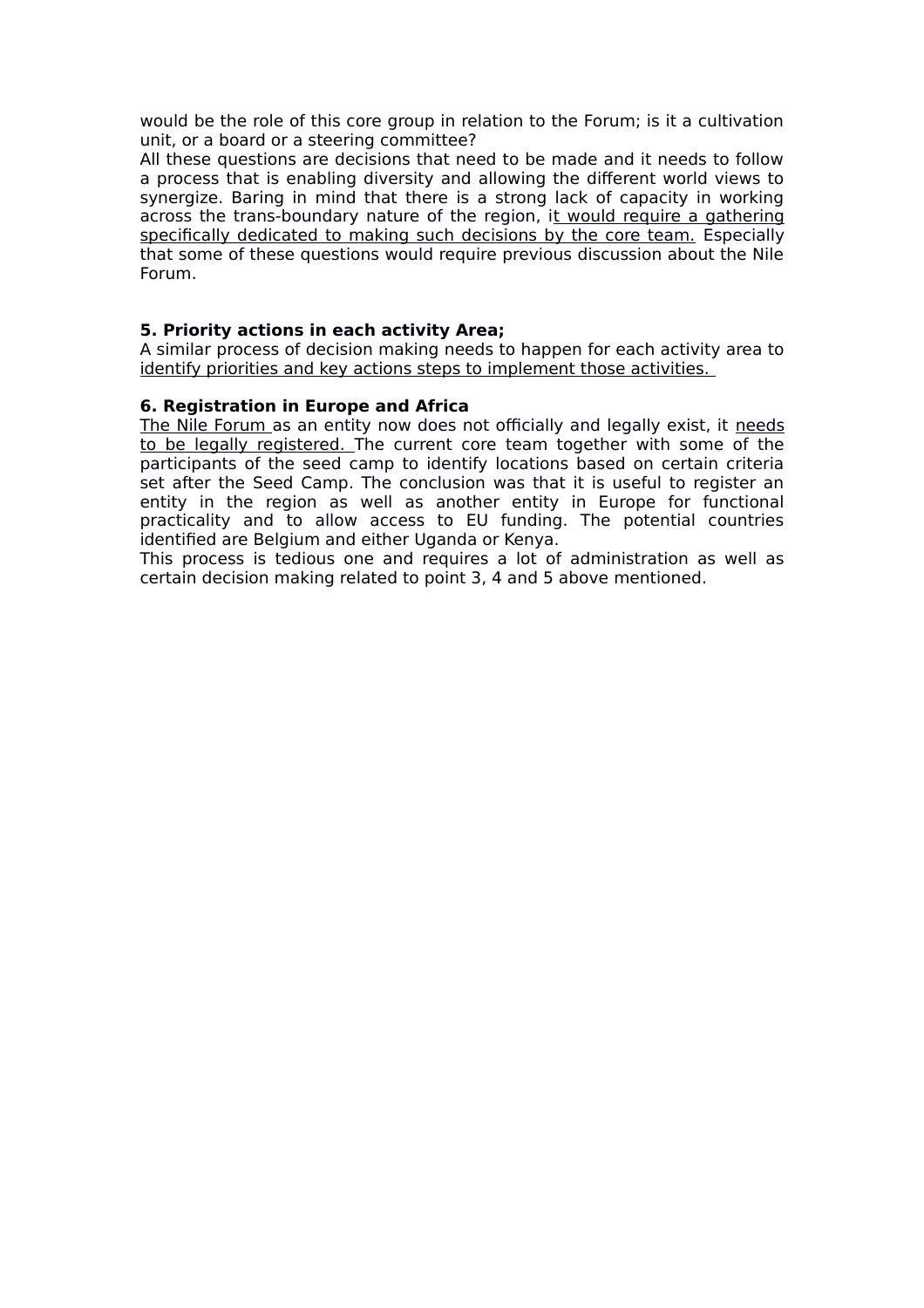would be the role of this core group in relation to the Forum; is it a cultivation unit, or a board or a steering committee?

All these questions are decisions that need to be made and it needs to follow a process that is enabling diversity and allowing the different world views to synergize. Baring in mind that there is a strong lack of capacity in working across the trans-boundary nature of the region, it would require a gathering specifically dedicated to making such decisions by the core team. Especially that some of these questions would require previous discussion about the Nile Forum.

**5. Priority actions in each activity Area;**

A similar process of decision making needs to happen for each activity area to identify priorities and key actions steps to implement those activities.

**6. Registration in Europe and Africa**

The Nile Forum as an entity now does not officially and legally exist, it needs to be legally registered. The current core team together with some of the participants of the seed camp to identify locations based on certain criteria set after the Seed Camp. The conclusion was that it is useful to register an entity in the region as well as another entity in Europe for functional practicality and to allow access to EU funding. The potential countries identified are Belgium and either Uganda or Kenya.

This process is tedious one and requires a lot of administration as well as certain decision making related to point 3, 4 and 5 above mentioned.